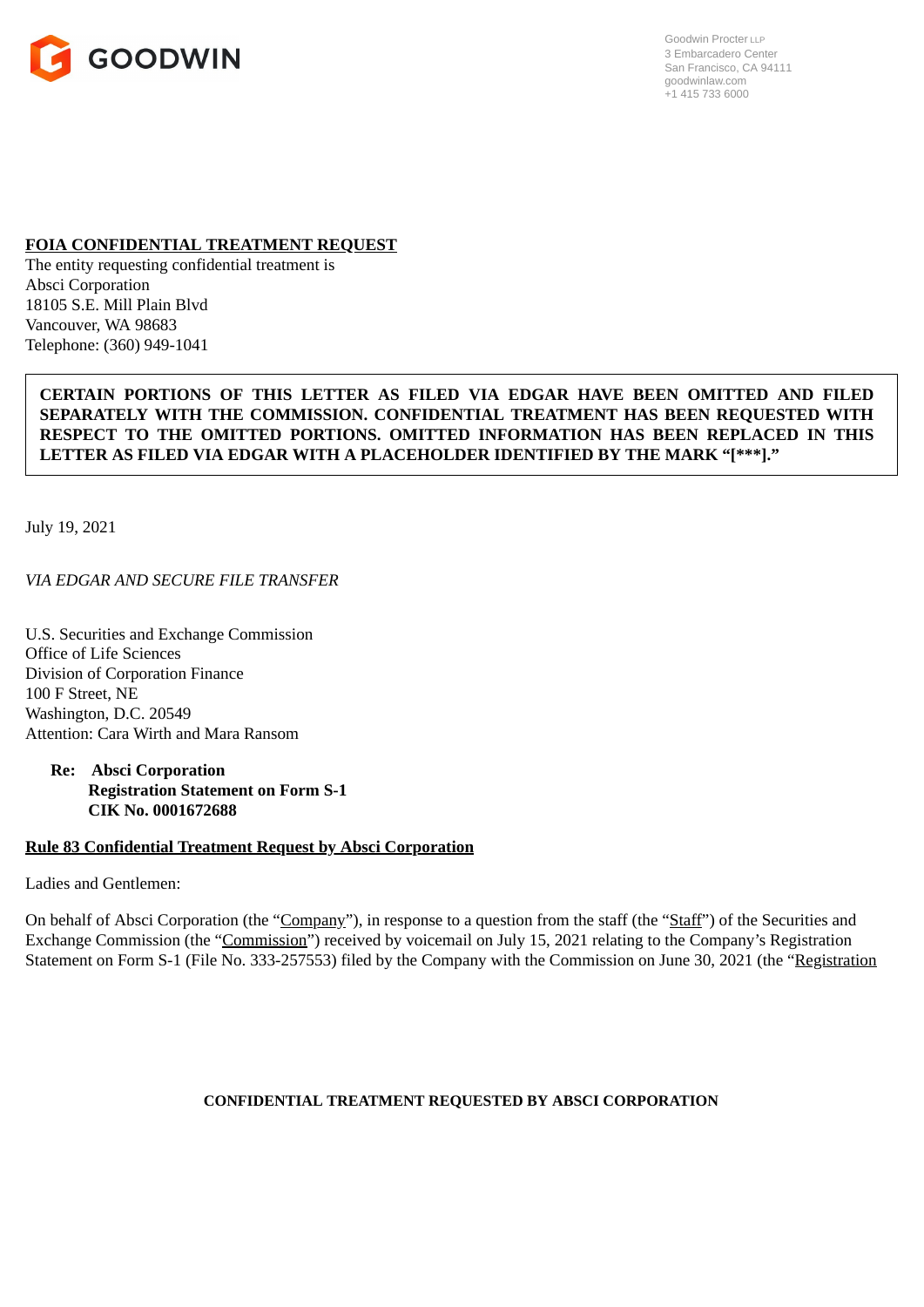GOODWIN

Goodwin Procter LLP
3 Embarcadero Center
San Francisco, CA 94111
goodwinlaw.com
+1 415 733 6000

**FOIA CONFIDENTIAL TREATMENT REQUEST**

The entity requesting confidential treatment is
Absci Corporation
18105 S.E. Mill Plain Blvd
Vancouver, WA 98683
Telephone: (360) 949-1041

**CERTAIN PORTIONS OF THIS LETTER AS FILED VIA EDGAR HAVE BEEN OMITTED AND FILED SEPARATELY WITH THE COMMISSION. CONFIDENTIAL TREATMENT HAS BEEN REQUESTED WITH RESPECT TO THE OMITTED PORTIONS. OMITTED INFORMATION HAS BEEN REPLACED IN THIS LETTER AS FILED VIA EDGAR WITH A PLACEHOLDER IDENTIFIED BY THE MARK "[***]."**

July 19, 2021

*VIA EDGAR AND SECURE FILE TRANSFER*

U.S. Securities and Exchange Commission
Office of Life Sciences
Division of Corporation Finance
100 F Street, NE
Washington, D.C. 20549
Attention: Cara Wirth and Mara Ransom

**Re: Absci Corporation**
**Registration Statement on Form S-1**
**CIK No. 0001672688**

**Rule 83 Confidential Treatment Request by Absci Corporation**

Ladies and Gentlemen:

On behalf of Absci Corporation (the "Company"), in response to a question from the staff (the "Staff") of the Securities and Exchange Commission (the "Commission") received by voicemail on July 15, 2021 relating to the Company's Registration Statement on Form S-1 (File No. 333-257553) filed by the Company with the Commission on June 30, 2021 (the "Registration

**CONFIDENTIAL TREATMENT REQUESTED BY ABSCI CORPORATION**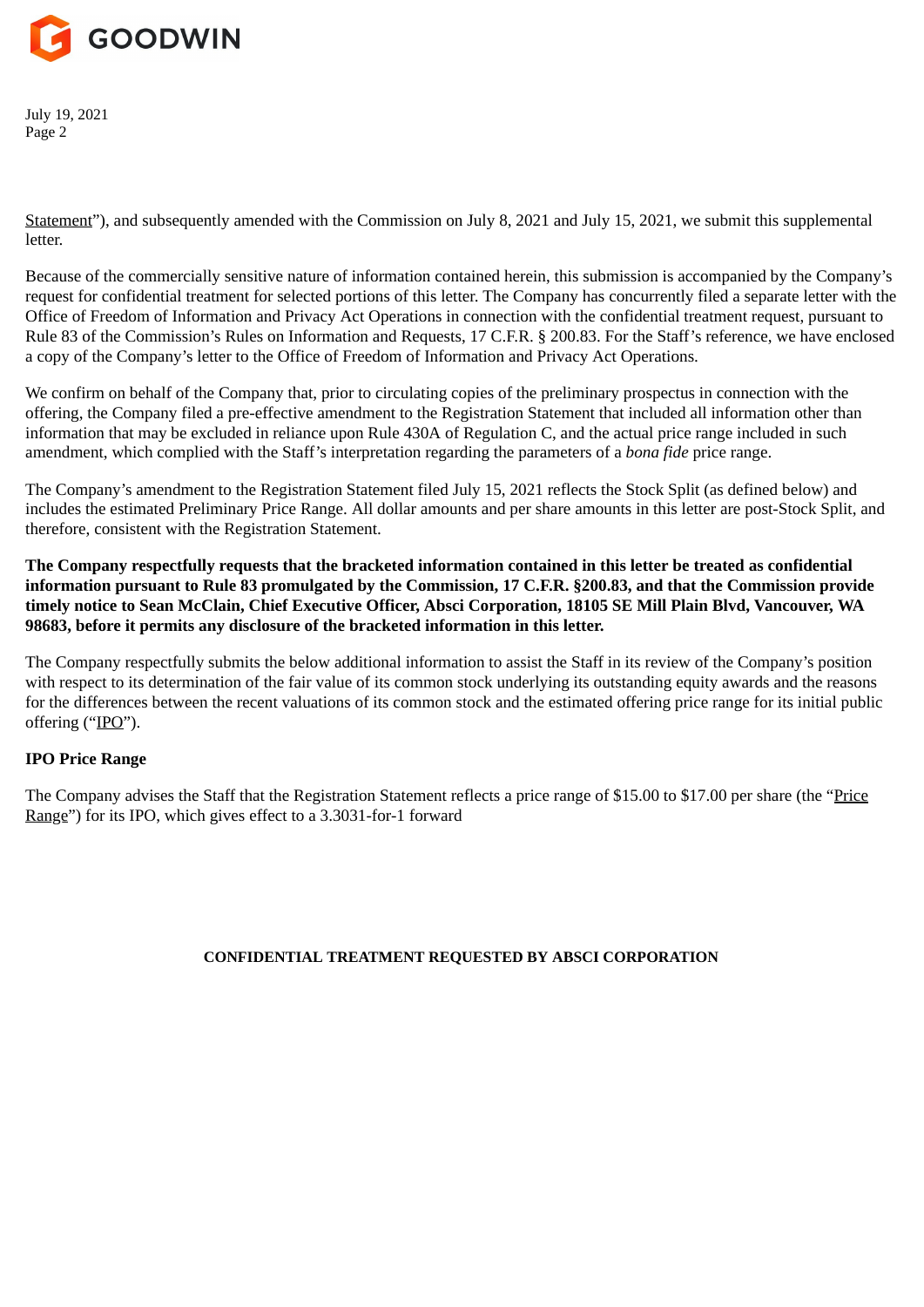Statement"), and subsequently amended with the Commission on July 8, 2021 and July 15, 2021, we submit this supplemental letter.

Because of the commercially sensitive nature of information contained herein, this submission is accompanied by the Company's request for confidential treatment for selected portions of this letter. The Company has concurrently filed a separate letter with the Office of Freedom of Information and Privacy Act Operations in connection with the confidential treatment request, pursuant to Rule 83 of the Commission's Rules on Information and Requests, 17 C.F.R. § 200.83. For the Staff's reference, we have enclosed a copy of the Company's letter to the Office of Freedom of Information and Privacy Act Operations.

We confirm on behalf of the Company that, prior to circulating copies of the preliminary prospectus in connection with the offering, the Company filed a pre-effective amendment to the Registration Statement that included all information other than information that may be excluded in reliance upon Rule 430A of Regulation C, and the actual price range included in such amendment, which complied with the Staff's interpretation regarding the parameters of a *bona fide* price range.

The Company's amendment to the Registration Statement filed July 15, 2021 reflects the Stock Split (as defined below) and includes the estimated Preliminary Price Range. All dollar amounts and per share amounts in this letter are post-Stock Split, and therefore, consistent with the Registration Statement.

**The Company respectfully requests that the bracketed information contained in this letter be treated as confidential information pursuant to Rule 83 promulgated by the Commission, 17 C.F.R. §200.83, and that the Commission provide timely notice to Sean McClain, Chief Executive Officer, Absci Corporation, 18105 SE Mill Plain Blvd, Vancouver, WA 98683, before it permits any disclosure of the bracketed information in this letter.**

The Company respectfully submits the below additional information to assist the Staff in its review of the Company's position with respect to its determination of the fair value of its common stock underlying its outstanding equity awards and the reasons for the differences between the recent valuations of its common stock and the estimated offering price range for its initial public offering ("IPO").

**IPO Price Range**

The Company advises the Staff that the Registration Statement reflects a price range of $15.00 to $17.00 per share (the "Price Range") for its IPO, which gives effect to a 3.3031-for-1 forward

**CONFIDENTIAL TREATMENT REQUESTED BY ABSCI CORPORATION**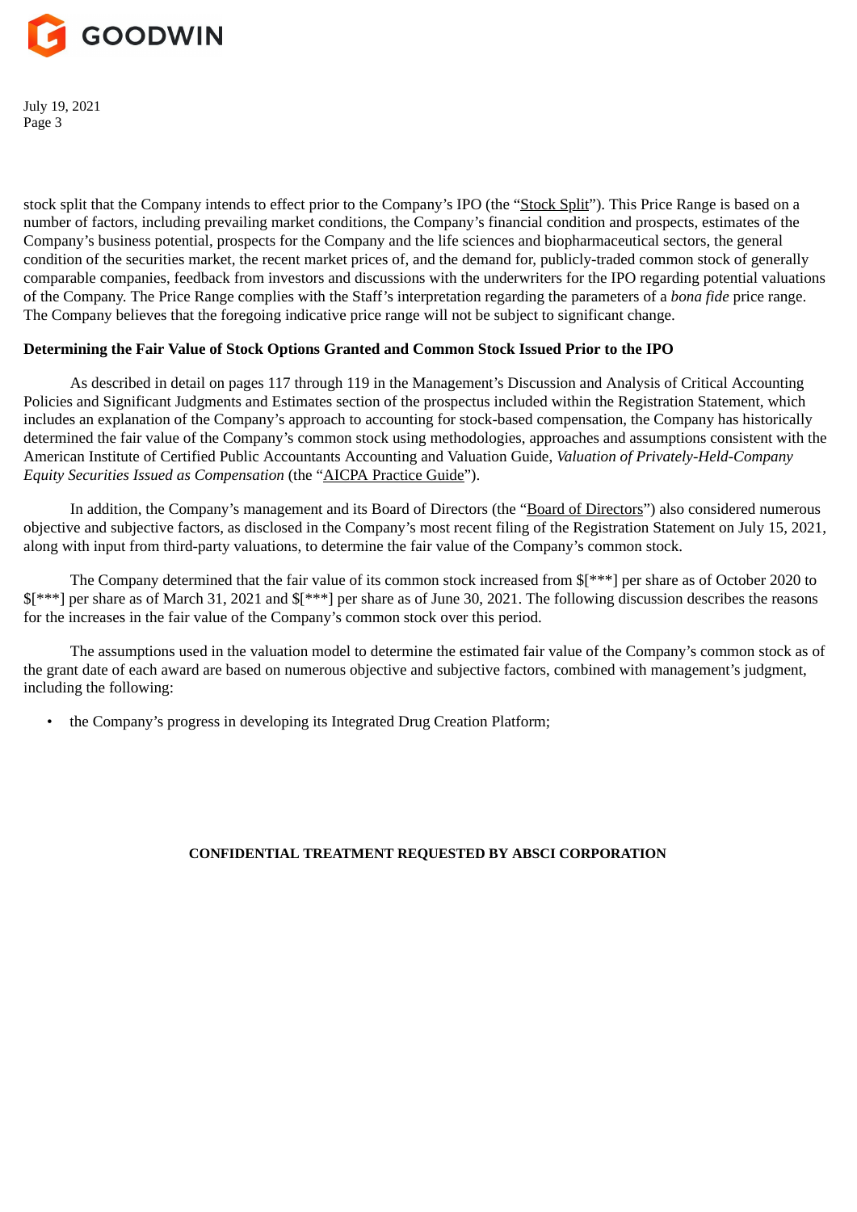stock split that the Company intends to effect prior to the Company's IPO (the "Stock Split"). This Price Range is based on a number of factors, including prevailing market conditions, the Company's financial condition and prospects, estimates of the Company's business potential, prospects for the Company and the life sciences and biopharmaceutical sectors, the general condition of the securities market, the recent market prices of, and the demand for, publicly-traded common stock of generally comparable companies, feedback from investors and discussions with the underwriters for the IPO regarding potential valuations of the Company. The Price Range complies with the Staff's interpretation regarding the parameters of a *bona fide* price range. The Company believes that the foregoing indicative price range will not be subject to significant change.

**Determining the Fair Value of Stock Options Granted and Common Stock Issued Prior to the IPO**

As described in detail on pages 117 through 119 in the Management's Discussion and Analysis of Critical Accounting Policies and Significant Judgments and Estimates section of the prospectus included within the Registration Statement, which includes an explanation of the Company's approach to accounting for stock-based compensation, the Company has historically determined the fair value of the Company's common stock using methodologies, approaches and assumptions consistent with the American Institute of Certified Public Accountants Accounting and Valuation Guide, *Valuation of Privately-Held-Company Equity Securities Issued as Compensation* (the "AICPA Practice Guide").

In addition, the Company's management and its Board of Directors (the "Board of Directors") also considered numerous objective and subjective factors, as disclosed in the Company's most recent filing of the Registration Statement on July 15, 2021, along with input from third-party valuations, to determine the fair value of the Company's common stock.

The Company determined that the fair value of its common stock increased from $[***] per share as of October 2020 to $[***] per share as of March 31, 2021 and $[***] per share as of June 30, 2021. The following discussion describes the reasons for the increases in the fair value of the Company's common stock over this period.

The assumptions used in the valuation model to determine the estimated fair value of the Company's common stock as of the grant date of each award are based on numerous objective and subjective factors, combined with management's judgment, including the following:

- the Company's progress in developing its Integrated Drug Creation Platform;

**CONFIDENTIAL TREATMENT REQUESTED BY ABSCI CORPORATION**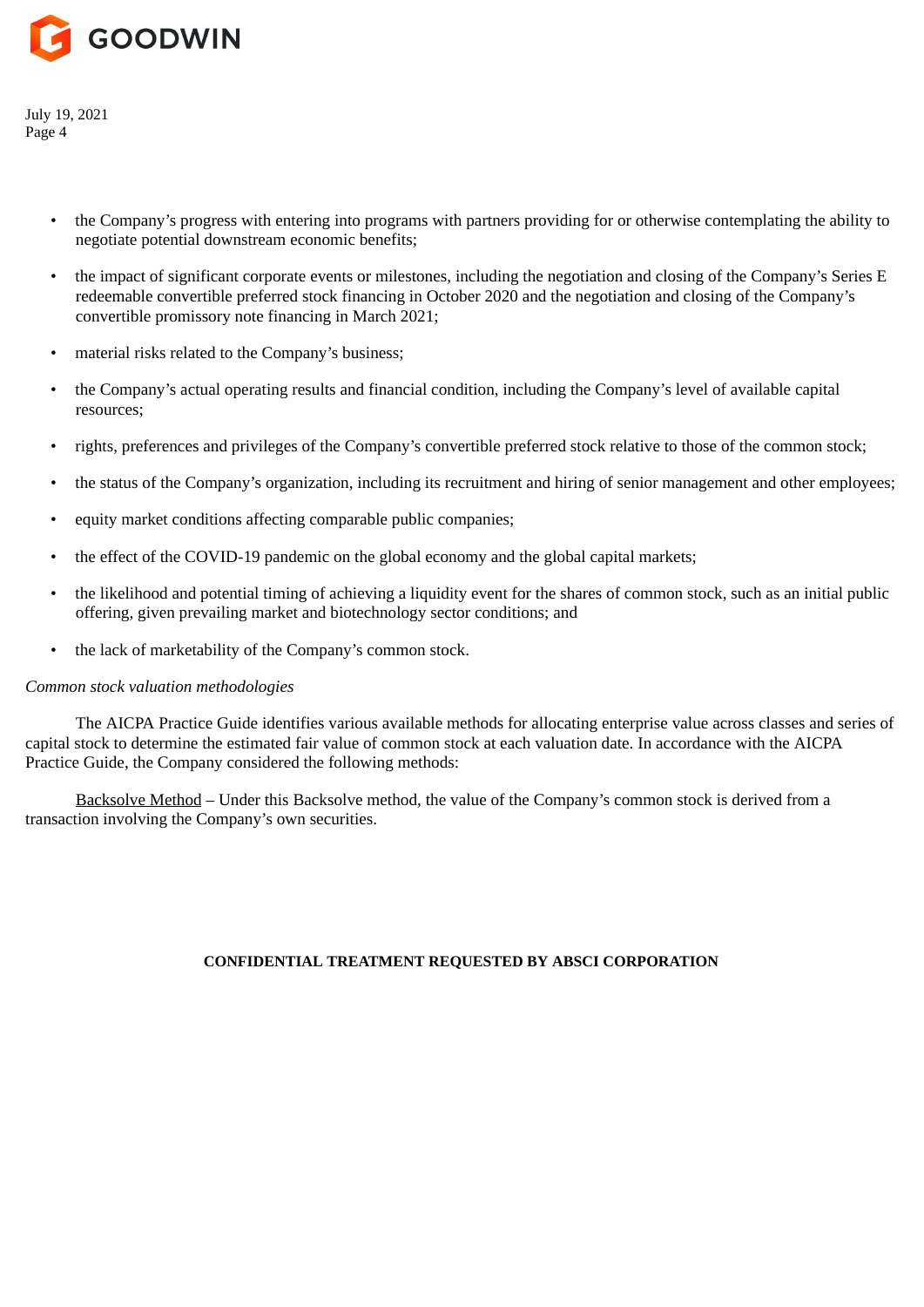- the Company's progress with entering into programs with partners providing for or otherwise contemplating the ability to negotiate potential downstream economic benefits;
- the impact of significant corporate events or milestones, including the negotiation and closing of the Company's Series E redeemable convertible preferred stock financing in October 2020 and the negotiation and closing of the Company's convertible promissory note financing in March 2021;
- material risks related to the Company's business;
- the Company's actual operating results and financial condition, including the Company's level of available capital resources;
- rights, preferences and privileges of the Company's convertible preferred stock relative to those of the common stock;
- the status of the Company's organization, including its recruitment and hiring of senior management and other employees;
- equity market conditions affecting comparable public companies;
- the effect of the COVID-19 pandemic on the global economy and the global capital markets;
- the likelihood and potential timing of achieving a liquidity event for the shares of common stock, such as an initial public offering, given prevailing market and biotechnology sector conditions; and
- the lack of marketability of the Company's common stock.

*Common stock valuation methodologies*

The AICPA Practice Guide identifies various available methods for allocating enterprise value across classes and series of capital stock to determine the estimated fair value of common stock at each valuation date. In accordance with the AICPA Practice Guide, the Company considered the following methods:

<u>Backsolve Method</u> – Under this Backsolve method, the value of the Company's common stock is derived from a transaction involving the Company's own securities.

**CONFIDENTIAL TREATMENT REQUESTED BY ABSCI CORPORATION**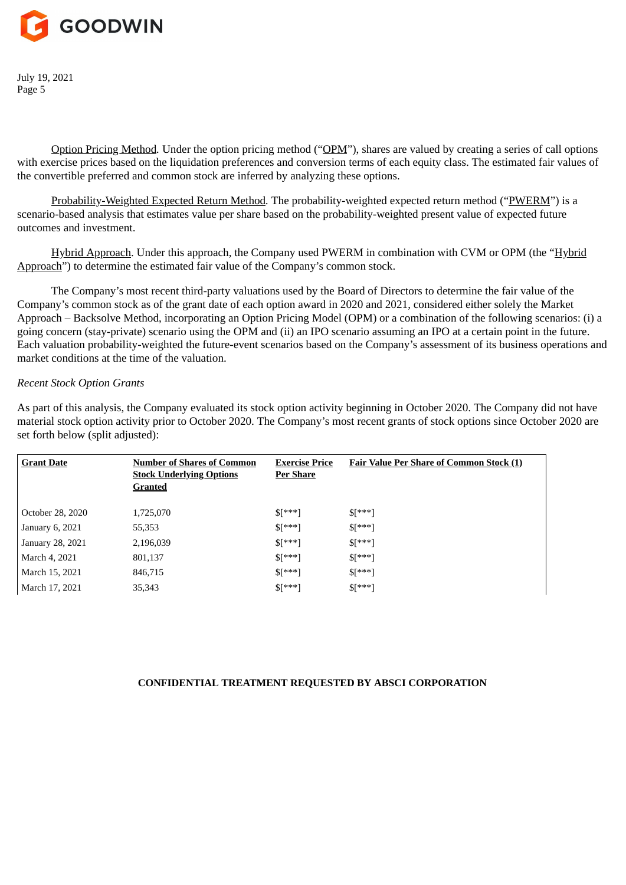Option Pricing Method. Under the option pricing method ("OPM"), shares are valued by creating a series of call options with exercise prices based on the liquidation preferences and conversion terms of each equity class. The estimated fair values of the convertible preferred and common stock are inferred by analyzing these options.

Probability-Weighted Expected Return Method. The probability-weighted expected return method ("PWERM") is a scenario-based analysis that estimates value per share based on the probability-weighted present value of expected future outcomes and investment.

Hybrid Approach. Under this approach, the Company used PWERM in combination with CVM or OPM (the "Hybrid Approach") to determine the estimated fair value of the Company's common stock.

The Company's most recent third-party valuations used by the Board of Directors to determine the fair value of the Company's common stock as of the grant date of each option award in 2020 and 2021, considered either solely the Market Approach – Backsolve Method, incorporating an Option Pricing Model (OPM) or a combination of the following scenarios: (i) a going concern (stay-private) scenario using the OPM and (ii) an IPO scenario assuming an IPO at a certain point in the future. Each valuation probability-weighted the future-event scenarios based on the Company's assessment of its business operations and market conditions at the time of the valuation.

*Recent Stock Option Grants*

As part of this analysis, the Company evaluated its stock option activity beginning in October 2020. The Company did not have material stock option activity prior to October 2020. The Company's most recent grants of stock options since October 2020 are set forth below (split adjusted):

| Grant Date | Number of Shares of Common Stock Underlying Options Granted | Exercise Price Per Share | Fair Value Per Share of Common Stock (1) |
|---|---|---|---|
| October 28, 2020 | 1,725,070 | $[***] | $[***] |
| January 6, 2021 | 55,353 | $[***] | $[***] |
| January 28, 2021 | 2,196,039 | $[***] | $[***] |
| March 4, 2021 | 801,137 | $[***] | $[***] |
| March 15, 2021 | 846,715 | $[***] | $[***] |
| March 17, 2021 | 35,343 | $[***] | $[***] |

**CONFIDENTIAL TREATMENT REQUESTED BY ABSCI CORPORATION**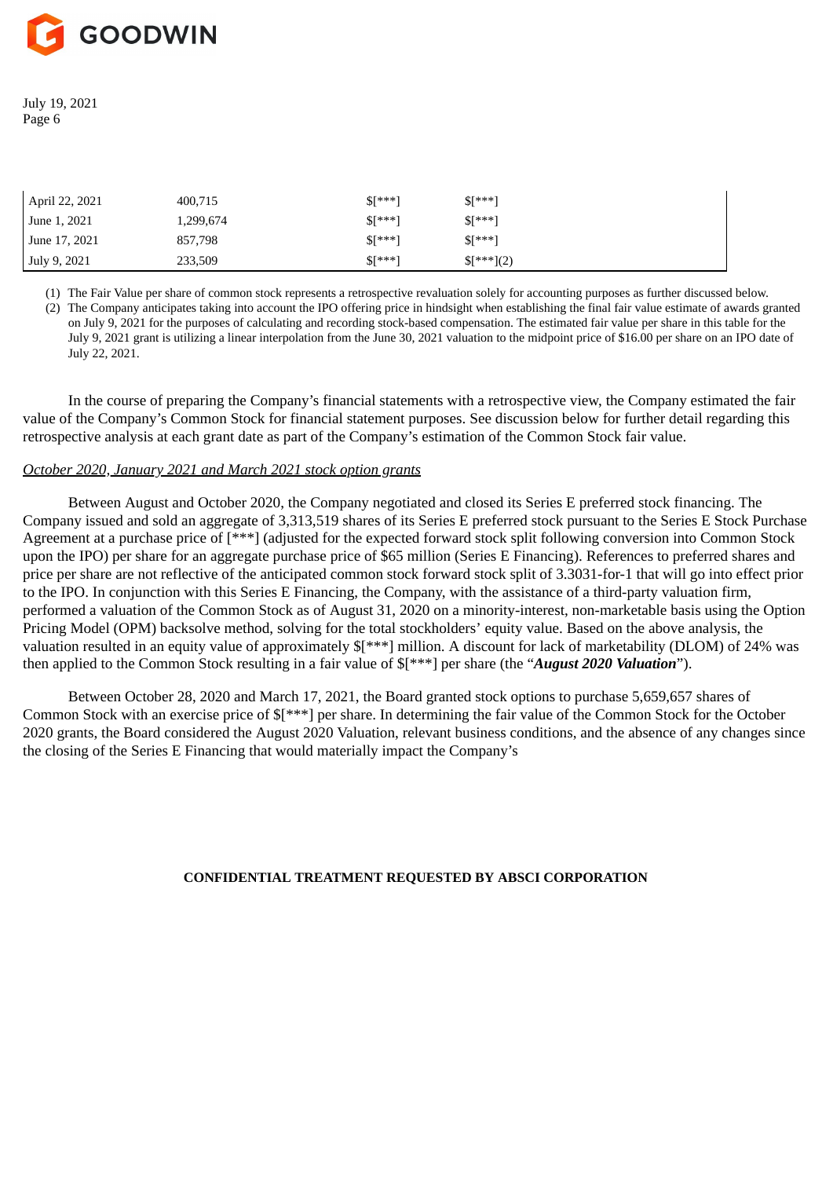| | | | |
|---|---|---|---|
| April 22, 2021 | 400,715 | $[***] | $[***] |
| June 1, 2021 | 1,299,674 | $[***] | $[***] |
| June 17, 2021 | 857,798 | $[***] | $[***] |
| July 9, 2021 | 233,509 | $[***] | $[***](2) |

(1) The Fair Value per share of common stock represents a retrospective revaluation solely for accounting purposes as further discussed below.

(2) The Company anticipates taking into account the IPO offering price in hindsight when establishing the final fair value estimate of awards granted on July 9, 2021 for the purposes of calculating and recording stock-based compensation. The estimated fair value per share in this table for the July 9, 2021 grant is utilizing a linear interpolation from the June 30, 2021 valuation to the midpoint price of $16.00 per share on an IPO date of July 22, 2021.

In the course of preparing the Company's financial statements with a retrospective view, the Company estimated the fair value of the Company's Common Stock for financial statement purposes. See discussion below for further detail regarding this retrospective analysis at each grant date as part of the Company's estimation of the Common Stock fair value.

*October 2020, January 2021 and March 2021 stock option grants*

Between August and October 2020, the Company negotiated and closed its Series E preferred stock financing. The Company issued and sold an aggregate of 3,313,519 shares of its Series E preferred stock pursuant to the Series E Stock Purchase Agreement at a purchase price of [***] (adjusted for the expected forward stock split following conversion into Common Stock upon the IPO) per share for an aggregate purchase price of $65 million (Series E Financing). References to preferred shares and price per share are not reflective of the anticipated common stock forward stock split of 3.3031-for-1 that will go into effect prior to the IPO. In conjunction with this Series E Financing, the Company, with the assistance of a third-party valuation firm, performed a valuation of the Common Stock as of August 31, 2020 on a minority-interest, non-marketable basis using the Option Pricing Model (OPM) backsolve method, solving for the total stockholders' equity value. Based on the above analysis, the valuation resulted in an equity value of approximately $[***] million. A discount for lack of marketability (DLOM) of 24% was then applied to the Common Stock resulting in a fair value of $[***] per share (the "***August 2020 Valuation***").

Between October 28, 2020 and March 17, 2021, the Board granted stock options to purchase 5,659,657 shares of Common Stock with an exercise price of $[***] per share. In determining the fair value of the Common Stock for the October 2020 grants, the Board considered the August 2020 Valuation, relevant business conditions, and the absence of any changes since the closing of the Series E Financing that would materially impact the Company's

**CONFIDENTIAL TREATMENT REQUESTED BY ABSCI CORPORATION**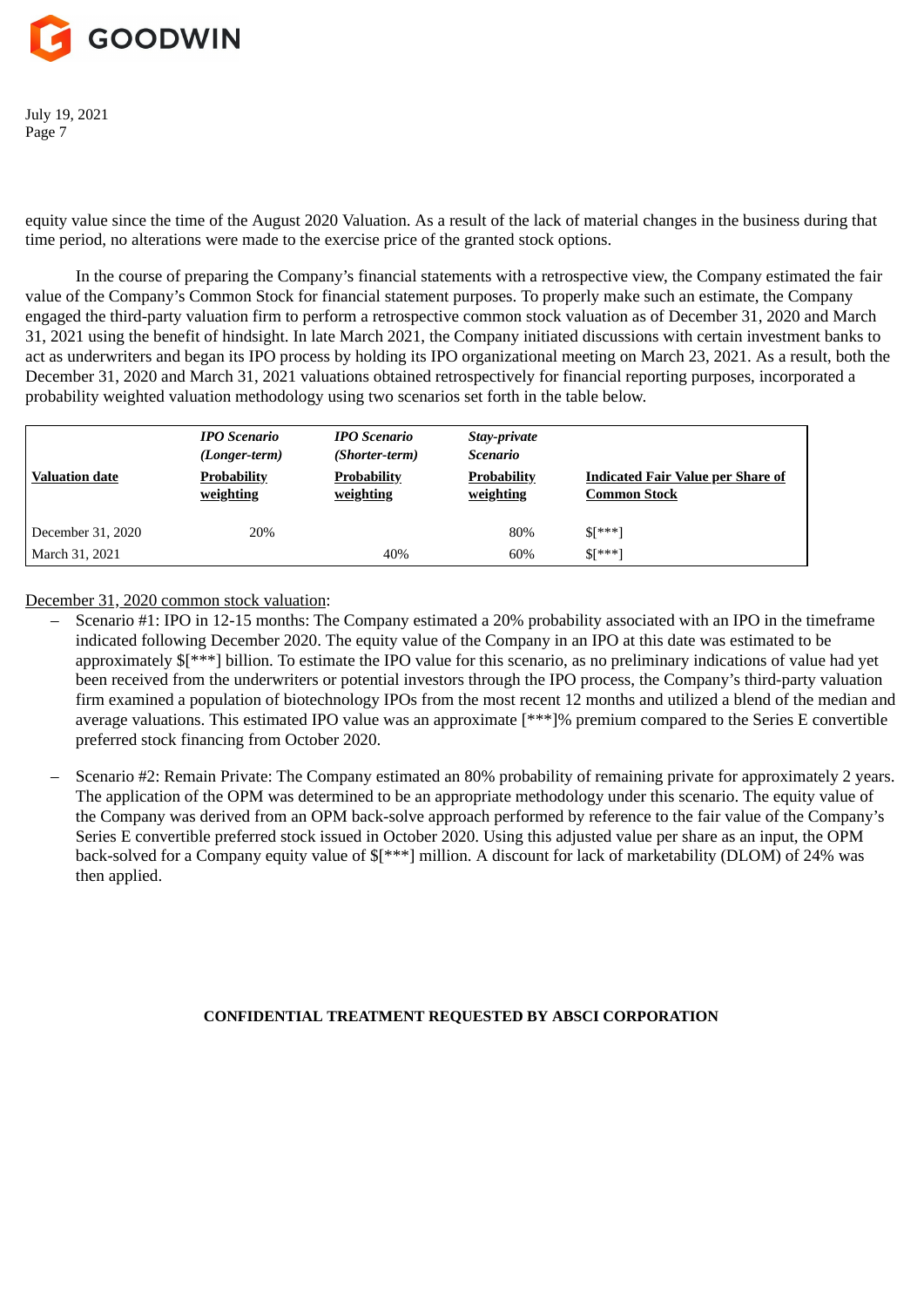equity value since the time of the August 2020 Valuation. As a result of the lack of material changes in the business during that time period, no alterations were made to the exercise price of the granted stock options.

In the course of preparing the Company's financial statements with a retrospective view, the Company estimated the fair value of the Company's Common Stock for financial statement purposes. To properly make such an estimate, the Company engaged the third-party valuation firm to perform a retrospective common stock valuation as of December 31, 2020 and March 31, 2021 using the benefit of hindsight. In late March 2021, the Company initiated discussions with certain investment banks to act as underwriters and began its IPO process by holding its IPO organizational meeting on March 23, 2021. As a result, both the December 31, 2020 and March 31, 2021 valuations obtained retrospectively for financial reporting purposes, incorporated a probability weighted valuation methodology using two scenarios set forth in the table below.

| Valuation date | *IPO Scenario (Longer-term)* Probability weighting | *IPO Scenario (Shorter-term)* Probability weighting | *Stay-private Scenario* Probability weighting | Indicated Fair Value per Share of Common Stock |
|---|---|---|---|---|
| December 31, 2020 | 20% | | 80% | $[***] |
| March 31, 2021 | | 40% | 60% | $[***] |

December 31, 2020 common stock valuation:

- Scenario #1: IPO in 12-15 months: The Company estimated a 20% probability associated with an IPO in the timeframe indicated following December 2020. The equity value of the Company in an IPO at this date was estimated to be approximately $[***] billion. To estimate the IPO value for this scenario, as no preliminary indications of value had yet been received from the underwriters or potential investors through the IPO process, the Company's third-party valuation firm examined a population of biotechnology IPOs from the most recent 12 months and utilized a blend of the median and average valuations. This estimated IPO value was an approximate [***]% premium compared to the Series E convertible preferred stock financing from October 2020.
- Scenario #2: Remain Private: The Company estimated an 80% probability of remaining private for approximately 2 years. The application of the OPM was determined to be an appropriate methodology under this scenario. The equity value of the Company was derived from an OPM back-solve approach performed by reference to the fair value of the Company's Series E convertible preferred stock issued in October 2020. Using this adjusted value per share as an input, the OPM back-solved for a Company equity value of $[***] million. A discount for lack of marketability (DLOM) of 24% was then applied.

**CONFIDENTIAL TREATMENT REQUESTED BY ABSCI CORPORATION**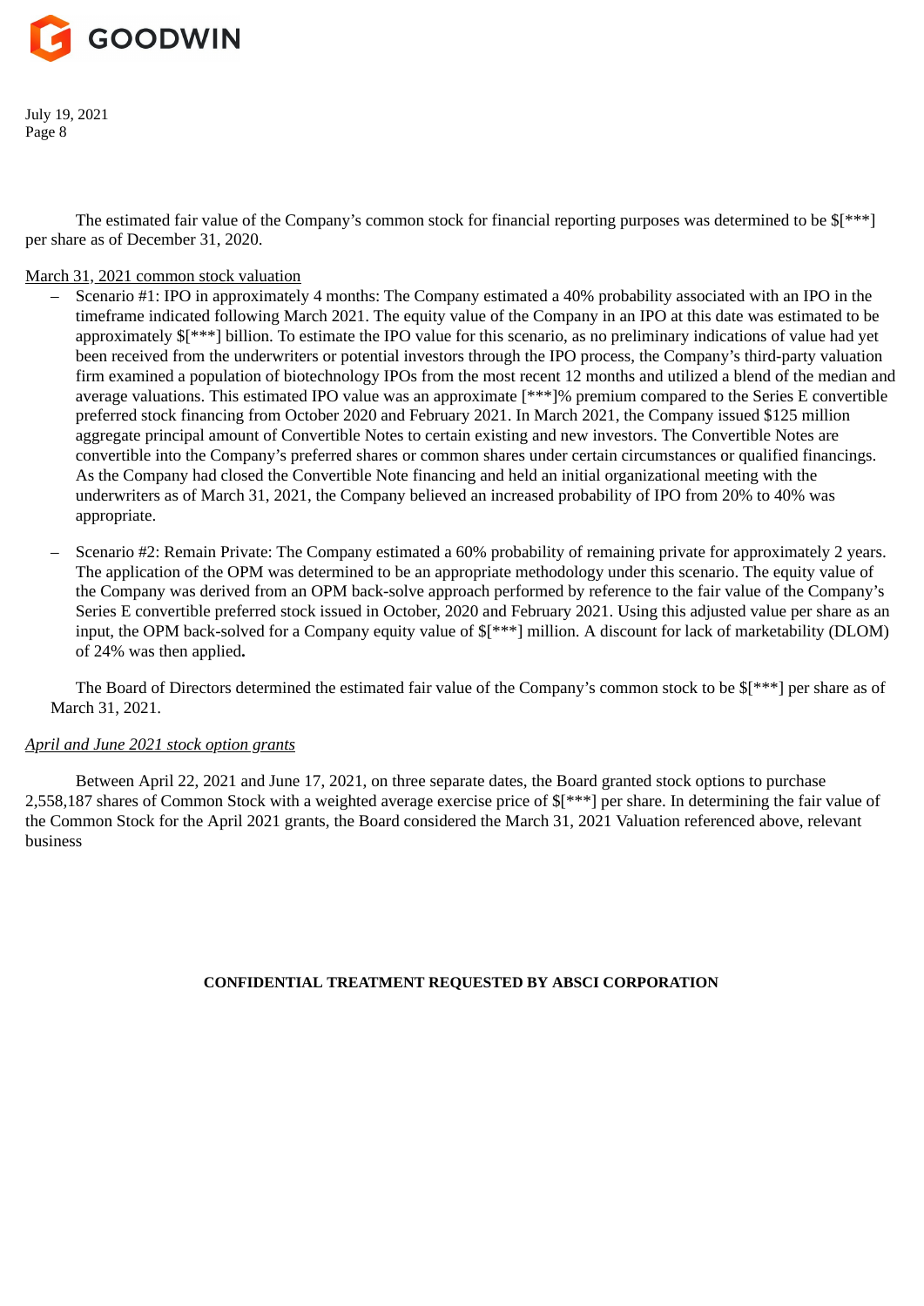The estimated fair value of the Company's common stock for financial reporting purposes was determined to be $[***] per share as of December 31, 2020.

March 31, 2021 common stock valuation

- Scenario #1: IPO in approximately 4 months: The Company estimated a 40% probability associated with an IPO in the timeframe indicated following March 2021. The equity value of the Company in an IPO at this date was estimated to be approximately $[***] billion. To estimate the IPO value for this scenario, as no preliminary indications of value had yet been received from the underwriters or potential investors through the IPO process, the Company's third-party valuation firm examined a population of biotechnology IPOs from the most recent 12 months and utilized a blend of the median and average valuations. This estimated IPO value was an approximate [***]% premium compared to the Series E convertible preferred stock financing from October 2020 and February 2021. In March 2021, the Company issued $125 million aggregate principal amount of Convertible Notes to certain existing and new investors. The Convertible Notes are convertible into the Company's preferred shares or common shares under certain circumstances or qualified financings. As the Company had closed the Convertible Note financing and held an initial organizational meeting with the underwriters as of March 31, 2021, the Company believed an increased probability of IPO from 20% to 40% was appropriate.

- Scenario #2: Remain Private: The Company estimated a 60% probability of remaining private for approximately 2 years. The application of the OPM was determined to be an appropriate methodology under this scenario. The equity value of the Company was derived from an OPM back-solve approach performed by reference to the fair value of the Company's Series E convertible preferred stock issued in October, 2020 and February 2021. Using this adjusted value per share as an input, the OPM back-solved for a Company equity value of $[***] million. A discount for lack of marketability (DLOM) of 24% was then applied**.**

The Board of Directors determined the estimated fair value of the Company's common stock to be $[***] per share as of March 31, 2021.

*April and June 2021 stock option grants*

Between April 22, 2021 and June 17, 2021, on three separate dates, the Board granted stock options to purchase 2,558,187 shares of Common Stock with a weighted average exercise price of $[***] per share. In determining the fair value of the Common Stock for the April 2021 grants, the Board considered the March 31, 2021 Valuation referenced above, relevant business

**CONFIDENTIAL TREATMENT REQUESTED BY ABSCI CORPORATION**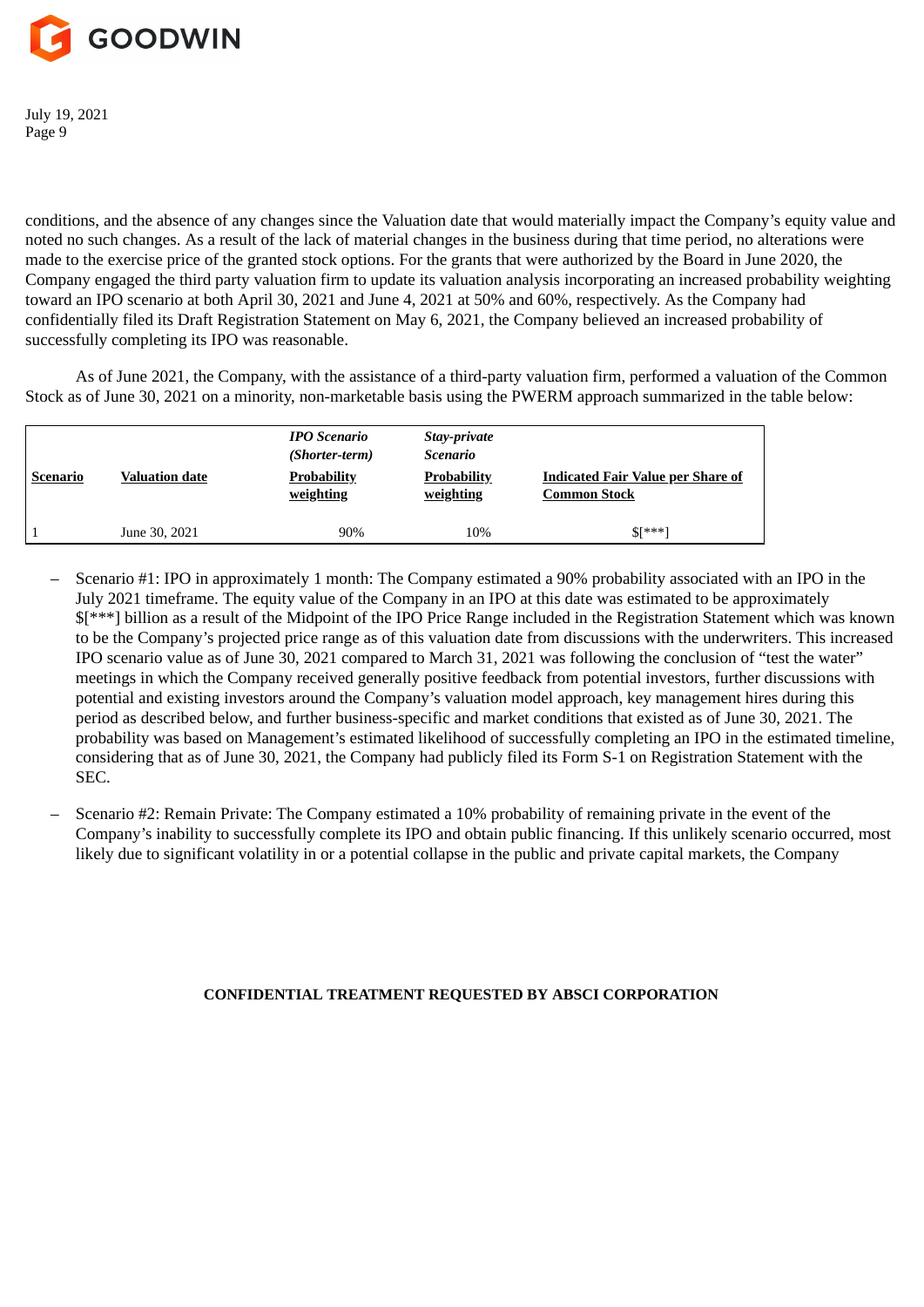conditions, and the absence of any changes since the Valuation date that would materially impact the Company's equity value and noted no such changes. As a result of the lack of material changes in the business during that time period, no alterations were made to the exercise price of the granted stock options. For the grants that were authorized by the Board in June 2020, the Company engaged the third party valuation firm to update its valuation analysis incorporating an increased probability weighting toward an IPO scenario at both April 30, 2021 and June 4, 2021 at 50% and 60%, respectively. As the Company had confidentially filed its Draft Registration Statement on May 6, 2021, the Company believed an increased probability of successfully completing its IPO was reasonable.

As of June 2021, the Company, with the assistance of a third-party valuation firm, performed a valuation of the Common Stock as of June 30, 2021 on a minority, non-marketable basis using the PWERM approach summarized in the table below:

| Scenario | Valuation date | *IPO Scenario (Shorter-term)* Probability weighting | *Stay-private Scenario* Probability weighting | Indicated Fair Value per Share of Common Stock |
|---|---|---|---|---|
| 1 | June 30, 2021 | 90% | 10% | $[***] |

- Scenario #1: IPO in approximately 1 month: The Company estimated a 90% probability associated with an IPO in the July 2021 timeframe. The equity value of the Company in an IPO at this date was estimated to be approximately $[***] billion as a result of the Midpoint of the IPO Price Range included in the Registration Statement which was known to be the Company's projected price range as of this valuation date from discussions with the underwriters. This increased IPO scenario value as of June 30, 2021 compared to March 31, 2021 was following the conclusion of "test the water" meetings in which the Company received generally positive feedback from potential investors, further discussions with potential and existing investors around the Company's valuation model approach, key management hires during this period as described below, and further business-specific and market conditions that existed as of June 30, 2021. The probability was based on Management's estimated likelihood of successfully completing an IPO in the estimated timeline, considering that as of June 30, 2021, the Company had publicly filed its Form S-1 on Registration Statement with the SEC.
- Scenario #2: Remain Private: The Company estimated a 10% probability of remaining private in the event of the Company's inability to successfully complete its IPO and obtain public financing. If this unlikely scenario occurred, most likely due to significant volatility in or a potential collapse in the public and private capital markets, the Company

**CONFIDENTIAL TREATMENT REQUESTED BY ABSCI CORPORATION**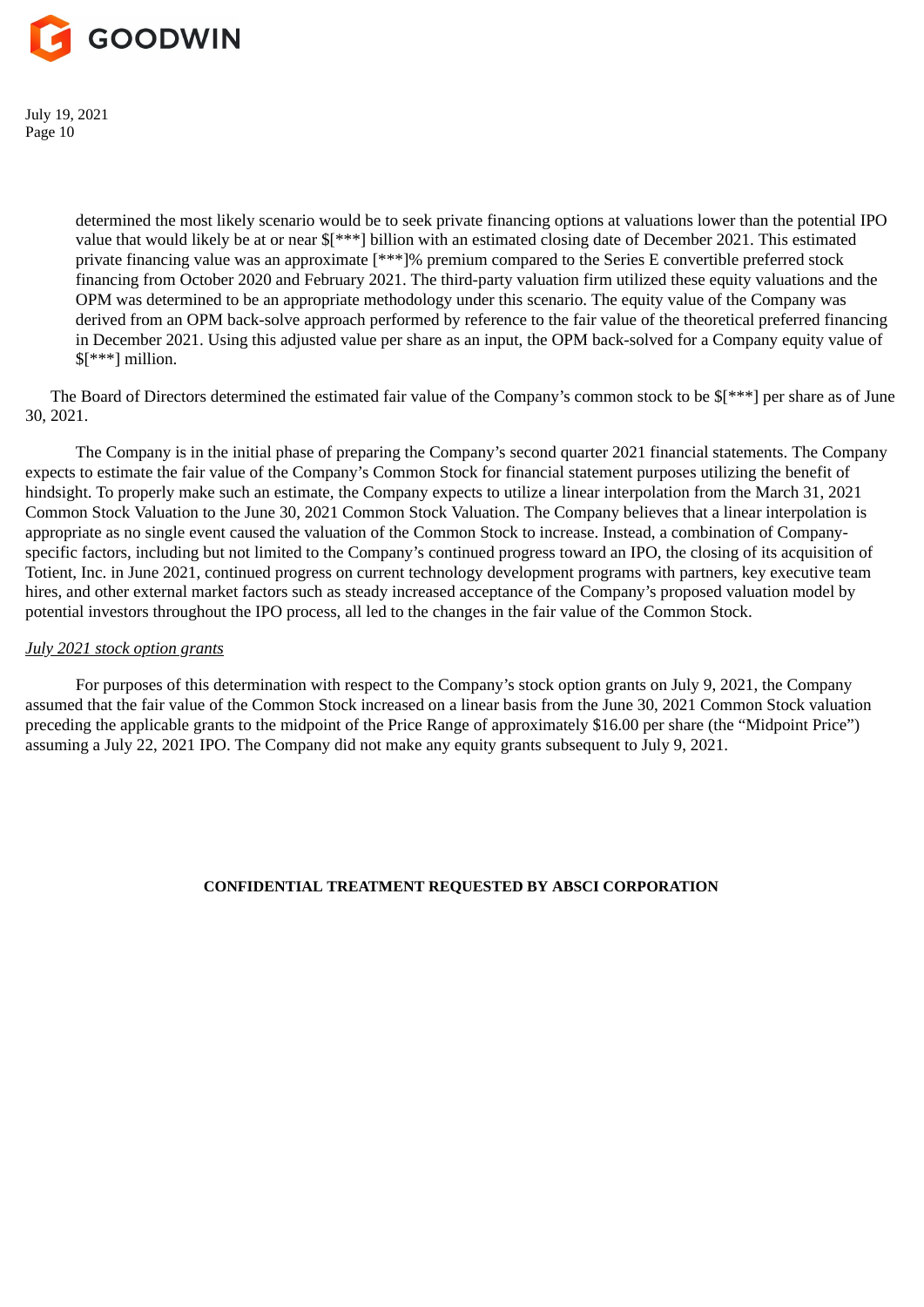determined the most likely scenario would be to seek private financing options at valuations lower than the potential IPO value that would likely be at or near $[***] billion with an estimated closing date of December 2021. This estimated private financing value was an approximate [***]% premium compared to the Series E convertible preferred stock financing from October 2020 and February 2021. The third-party valuation firm utilized these equity valuations and the OPM was determined to be an appropriate methodology under this scenario. The equity value of the Company was derived from an OPM back-solve approach performed by reference to the fair value of the theoretical preferred financing in December 2021. Using this adjusted value per share as an input, the OPM back-solved for a Company equity value of $[***] million.

The Board of Directors determined the estimated fair value of the Company's common stock to be $[***] per share as of June 30, 2021.

The Company is in the initial phase of preparing the Company's second quarter 2021 financial statements. The Company expects to estimate the fair value of the Company's Common Stock for financial statement purposes utilizing the benefit of hindsight. To properly make such an estimate, the Company expects to utilize a linear interpolation from the March 31, 2021 Common Stock Valuation to the June 30, 2021 Common Stock Valuation. The Company believes that a linear interpolation is appropriate as no single event caused the valuation of the Common Stock to increase. Instead, a combination of Company-specific factors, including but not limited to the Company's continued progress toward an IPO, the closing of its acquisition of Totient, Inc. in June 2021, continued progress on current technology development programs with partners, key executive team hires, and other external market factors such as steady increased acceptance of the Company's proposed valuation model by potential investors throughout the IPO process, all led to the changes in the fair value of the Common Stock.

*July 2021 stock option grants*

For purposes of this determination with respect to the Company's stock option grants on July 9, 2021, the Company assumed that the fair value of the Common Stock increased on a linear basis from the June 30, 2021 Common Stock valuation preceding the applicable grants to the midpoint of the Price Range of approximately $16.00 per share (the "Midpoint Price") assuming a July 22, 2021 IPO. The Company did not make any equity grants subsequent to July 9, 2021.

**CONFIDENTIAL TREATMENT REQUESTED BY ABSCI CORPORATION**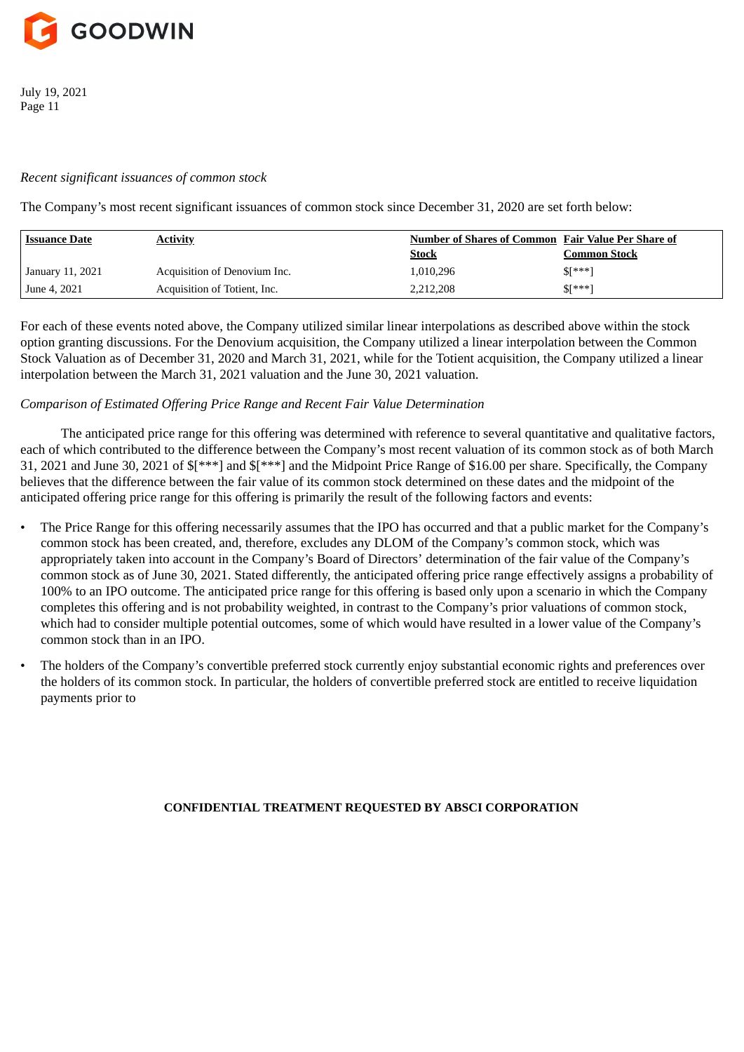*Recent significant issuances of common stock*

The Company's most recent significant issuances of common stock since December 31, 2020 are set forth below:

| Issuance Date | Activity | Number of Shares of Common Stock | Fair Value Per Share of Common Stock |
|---|---|---|---|
| January 11, 2021 | Acquisition of Denovium Inc. | 1,010,296 | $[***] |
| June 4, 2021 | Acquisition of Totient, Inc. | 2,212,208 | $[***] |

For each of these events noted above, the Company utilized similar linear interpolations as described above within the stock option granting discussions. For the Denovium acquisition, the Company utilized a linear interpolation between the Common Stock Valuation as of December 31, 2020 and March 31, 2021, while for the Totient acquisition, the Company utilized a linear interpolation between the March 31, 2021 valuation and the June 30, 2021 valuation.

*Comparison of Estimated Offering Price Range and Recent Fair Value Determination*

The anticipated price range for this offering was determined with reference to several quantitative and qualitative factors, each of which contributed to the difference between the Company's most recent valuation of its common stock as of both March 31, 2021 and June 30, 2021 of $[***] and $[***] and the Midpoint Price Range of $16.00 per share. Specifically, the Company believes that the difference between the fair value of its common stock determined on these dates and the midpoint of the anticipated offering price range for this offering is primarily the result of the following factors and events:

- The Price Range for this offering necessarily assumes that the IPO has occurred and that a public market for the Company's common stock has been created, and, therefore, excludes any DLOM of the Company's common stock, which was appropriately taken into account in the Company's Board of Directors' determination of the fair value of the Company's common stock as of June 30, 2021. Stated differently, the anticipated offering price range effectively assigns a probability of 100% to an IPO outcome. The anticipated price range for this offering is based only upon a scenario in which the Company completes this offering and is not probability weighted, in contrast to the Company's prior valuations of common stock, which had to consider multiple potential outcomes, some of which would have resulted in a lower value of the Company's common stock than in an IPO.
- The holders of the Company's convertible preferred stock currently enjoy substantial economic rights and preferences over the holders of its common stock. In particular, the holders of convertible preferred stock are entitled to receive liquidation payments prior to

**CONFIDENTIAL TREATMENT REQUESTED BY ABSCI CORPORATION**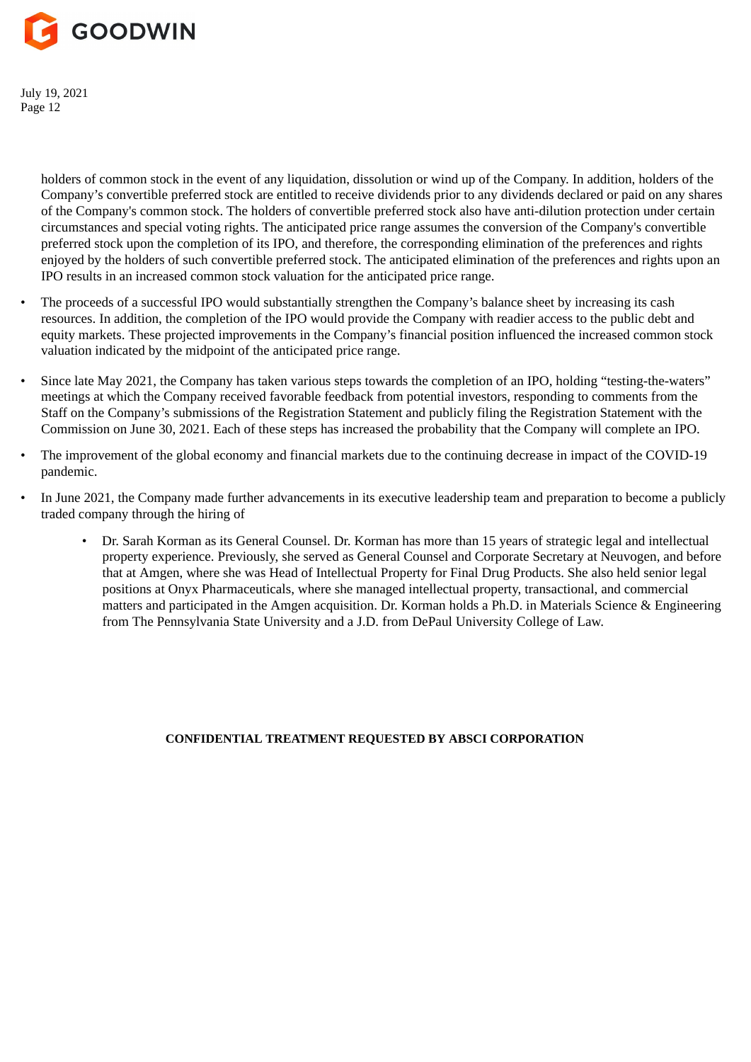holders of common stock in the event of any liquidation, dissolution or wind up of the Company. In addition, holders of the Company's convertible preferred stock are entitled to receive dividends prior to any dividends declared or paid on any shares of the Company's common stock. The holders of convertible preferred stock also have anti-dilution protection under certain circumstances and special voting rights. The anticipated price range assumes the conversion of the Company's convertible preferred stock upon the completion of its IPO, and therefore, the corresponding elimination of the preferences and rights enjoyed by the holders of such convertible preferred stock. The anticipated elimination of the preferences and rights upon an IPO results in an increased common stock valuation for the anticipated price range.

- The proceeds of a successful IPO would substantially strengthen the Company's balance sheet by increasing its cash resources. In addition, the completion of the IPO would provide the Company with readier access to the public debt and equity markets. These projected improvements in the Company's financial position influenced the increased common stock valuation indicated by the midpoint of the anticipated price range.

- Since late May 2021, the Company has taken various steps towards the completion of an IPO, holding "testing-the-waters" meetings at which the Company received favorable feedback from potential investors, responding to comments from the Staff on the Company's submissions of the Registration Statement and publicly filing the Registration Statement with the Commission on June 30, 2021. Each of these steps has increased the probability that the Company will complete an IPO.

- The improvement of the global economy and financial markets due to the continuing decrease in impact of the COVID-19 pandemic.

- In June 2021, the Company made further advancements in its executive leadership team and preparation to become a publicly traded company through the hiring of

  - Dr. Sarah Korman as its General Counsel. Dr. Korman has more than 15 years of strategic legal and intellectual property experience. Previously, she served as General Counsel and Corporate Secretary at Neuvogen, and before that at Amgen, where she was Head of Intellectual Property for Final Drug Products. She also held senior legal positions at Onyx Pharmaceuticals, where she managed intellectual property, transactional, and commercial matters and participated in the Amgen acquisition. Dr. Korman holds a Ph.D. in Materials Science & Engineering from The Pennsylvania State University and a J.D. from DePaul University College of Law.

**CONFIDENTIAL TREATMENT REQUESTED BY ABSCI CORPORATION**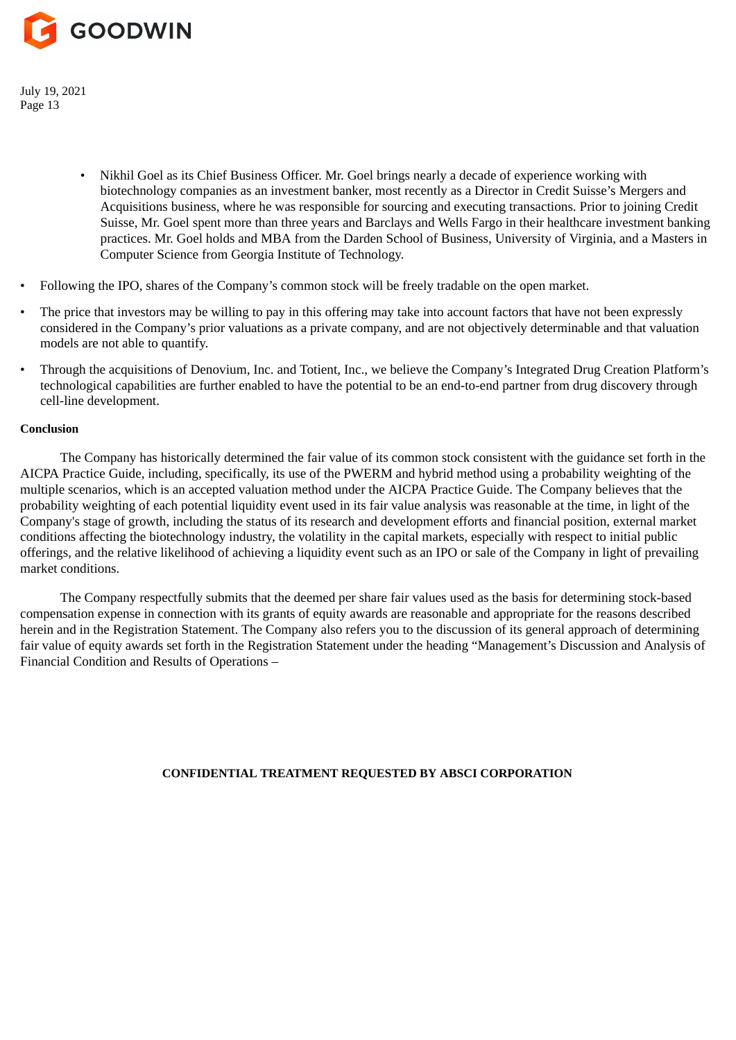- Nikhil Goel as its Chief Business Officer. Mr. Goel brings nearly a decade of experience working with biotechnology companies as an investment banker, most recently as a Director in Credit Suisse's Mergers and Acquisitions business, where he was responsible for sourcing and executing transactions. Prior to joining Credit Suisse, Mr. Goel spent more than three years and Barclays and Wells Fargo in their healthcare investment banking practices. Mr. Goel holds and MBA from the Darden School of Business, University of Virginia, and a Masters in Computer Science from Georgia Institute of Technology.

- Following the IPO, shares of the Company's common stock will be freely tradable on the open market.
- The price that investors may be willing to pay in this offering may take into account factors that have not been expressly considered in the Company's prior valuations as a private company, and are not objectively determinable and that valuation models are not able to quantify.
- Through the acquisitions of Denovium, Inc. and Totient, Inc., we believe the Company's Integrated Drug Creation Platform's technological capabilities are further enabled to have the potential to be an end-to-end partner from drug discovery through cell-line development.

**Conclusion**

The Company has historically determined the fair value of its common stock consistent with the guidance set forth in the AICPA Practice Guide, including, specifically, its use of the PWERM and hybrid method using a probability weighting of the multiple scenarios, which is an accepted valuation method under the AICPA Practice Guide. The Company believes that the probability weighting of each potential liquidity event used in its fair value analysis was reasonable at the time, in light of the Company's stage of growth, including the status of its research and development efforts and financial position, external market conditions affecting the biotechnology industry, the volatility in the capital markets, especially with respect to initial public offerings, and the relative likelihood of achieving a liquidity event such as an IPO or sale of the Company in light of prevailing market conditions.

The Company respectfully submits that the deemed per share fair values used as the basis for determining stock-based compensation expense in connection with its grants of equity awards are reasonable and appropriate for the reasons described herein and in the Registration Statement. The Company also refers you to the discussion of its general approach of determining fair value of equity awards set forth in the Registration Statement under the heading "Management's Discussion and Analysis of Financial Condition and Results of Operations –

**CONFIDENTIAL TREATMENT REQUESTED BY ABSCI CORPORATION**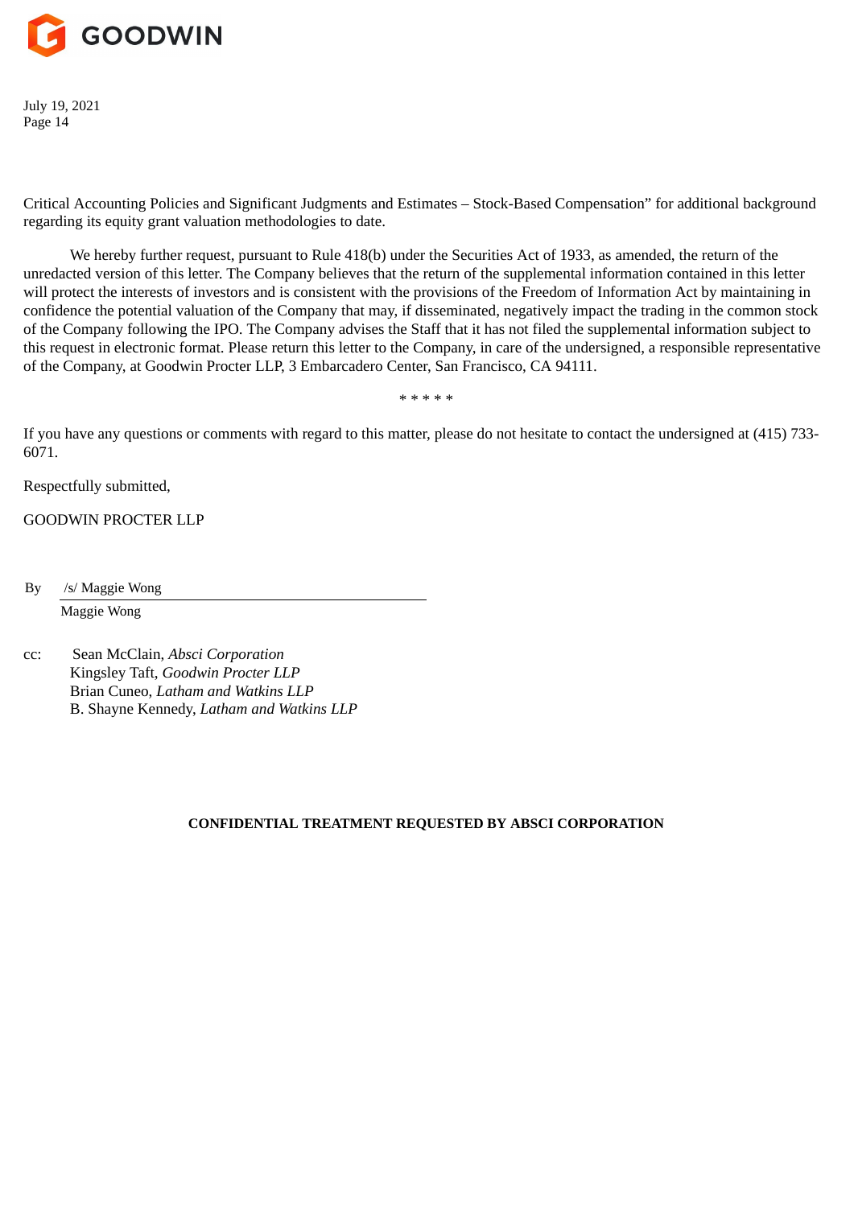Critical Accounting Policies and Significant Judgments and Estimates – Stock-Based Compensation" for additional background regarding its equity grant valuation methodologies to date.

We hereby further request, pursuant to Rule 418(b) under the Securities Act of 1933, as amended, the return of the unredacted version of this letter. The Company believes that the return of the supplemental information contained in this letter will protect the interests of investors and is consistent with the provisions of the Freedom of Information Act by maintaining in confidence the potential valuation of the Company that may, if disseminated, negatively impact the trading in the common stock of the Company following the IPO. The Company advises the Staff that it has not filed the supplemental information subject to this request in electronic format. Please return this letter to the Company, in care of the undersigned, a responsible representative of the Company, at Goodwin Procter LLP, 3 Embarcadero Center, San Francisco, CA 94111.

\* \* \* \* \*

If you have any questions or comments with regard to this matter, please do not hesitate to contact the undersigned at (415) 733-6071.

Respectfully submitted,

GOODWIN PROCTER LLP

By /s/ Maggie Wong

Maggie Wong

cc: Sean McClain, *Absci Corporation*
Kingsley Taft, *Goodwin Procter LLP*
Brian Cuneo, *Latham and Watkins LLP*
B. Shayne Kennedy, *Latham and Watkins LLP*

**CONFIDENTIAL TREATMENT REQUESTED BY ABSCI CORPORATION**